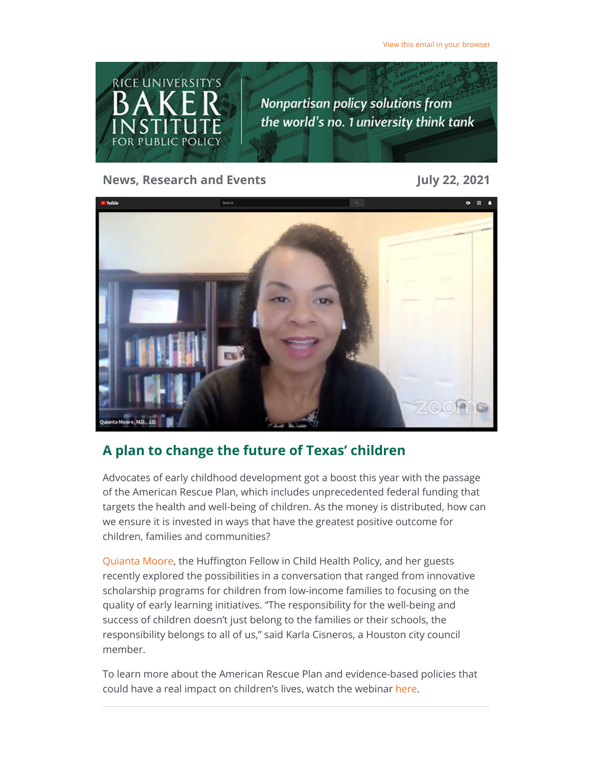View this email in your browser

RICE UNIVERSITY'S BAKER INSTITUTE FOR PUBLIC POLICY

*Nonpartisan policy solutions from the world's no. 1 university think tank*

**News, Research and Events** **July 22, 2021**

## A plan to change the future of Texas' children

Advocates of early childhood development got a boost this year with the passage of the American Rescue Plan, which includes unprecedented federal funding that targets the health and well-being of children. As the money is distributed, how can we ensure it is invested in ways that have the greatest positive outcome for children, families and communities?

Quianta Moore, the Huffington Fellow in Child Health Policy, and her guests recently explored the possibilities in a conversation that ranged from innovative scholarship programs for children from low-income families to focusing on the quality of early learning initiatives. "The responsibility for the well-being and success of children doesn't just belong to the families or their schools, the responsibility belongs to all of us," said Karla Cisneros, a Houston city council member.

To learn more about the American Rescue Plan and evidence-based policies that could have a real impact on children's lives, watch the webinar here.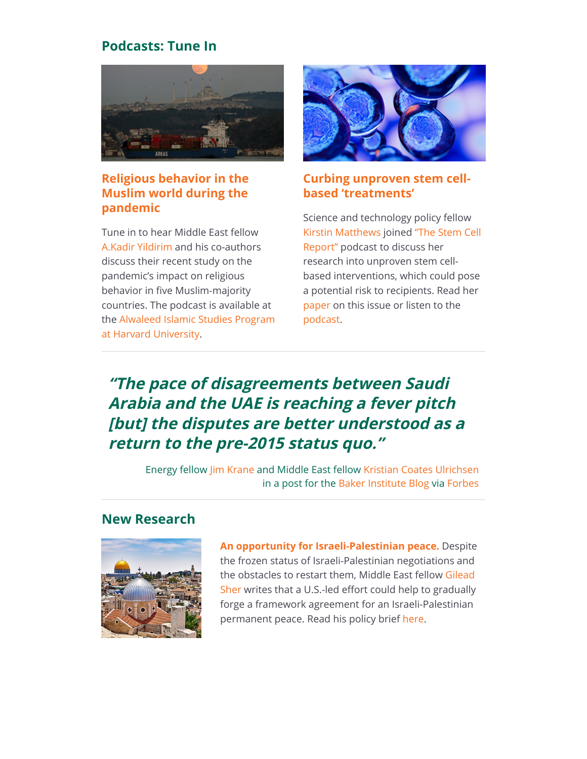## Podcasts: Tune In

### Religious behavior in the Muslim world during the pandemic

Tune in to hear Middle East fellow A.Kadir Yildirim and his co-authors discuss their recent study on the pandemic's impact on religious behavior in five Muslim-majority countries. The podcast is available at the Alwaleed Islamic Studies Program at Harvard University.

### Curbing unproven stem cell-based 'treatments'

Science and technology policy fellow Kirstin Matthews joined "The Stem Cell Report" podcast to discuss her research into unproven stem cell-based interventions, which could pose a potential risk to recipients. Read her paper on this issue or listen to the podcast.

---

> ***"The pace of disagreements between Saudi Arabia and the UAE is reaching a fever pitch [but] the disputes are better understood as a return to the pre-2015 status quo."***
>
> Energy fellow Jim Krane and Middle East fellow Kristian Coates Ulrichsen in a post for the Baker Institute Blog via Forbes

---

## New Research

**An opportunity for Israeli-Palestinian peace.** Despite the frozen status of Israeli-Palestinian negotiations and the obstacles to restart them, Middle East fellow Gilead Sher writes that a U.S.-led effort could help to gradually forge a framework agreement for an Israeli-Palestinian permanent peace. Read his policy brief here.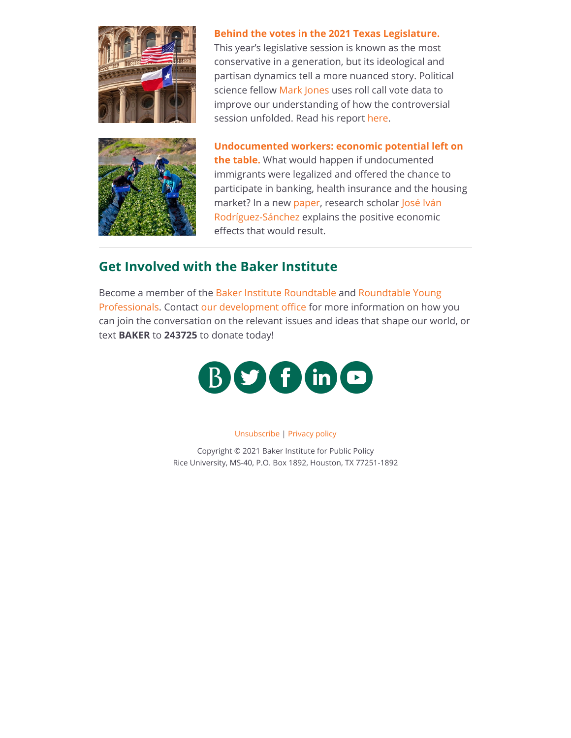**Behind the votes in the 2021 Texas Legislature.** This year's legislative session is known as the most conservative in a generation, but its ideological and partisan dynamics tell a more nuanced story. Political science fellow Mark Jones uses roll call vote data to improve our understanding of how the controversial session unfolded. Read his report here.

**Undocumented workers: economic potential left on the table.** What would happen if undocumented immigrants were legalized and offered the chance to participate in banking, health insurance and the housing market? In a new paper, research scholar José Iván Rodríguez-Sánchez explains the positive economic effects that would result.

---

## Get Involved with the Baker Institute

Become a member of the Baker Institute Roundtable and Roundtable Young Professionals. Contact our development office for more information on how you can join the conversation on the relevant issues and ideas that shape our world, or text **BAKER** to **243725** to donate today!

Unsubscribe | Privacy policy

Copyright © 2021 Baker Institute for Public Policy
Rice University, MS-40, P.O. Box 1892, Houston, TX 77251-1892